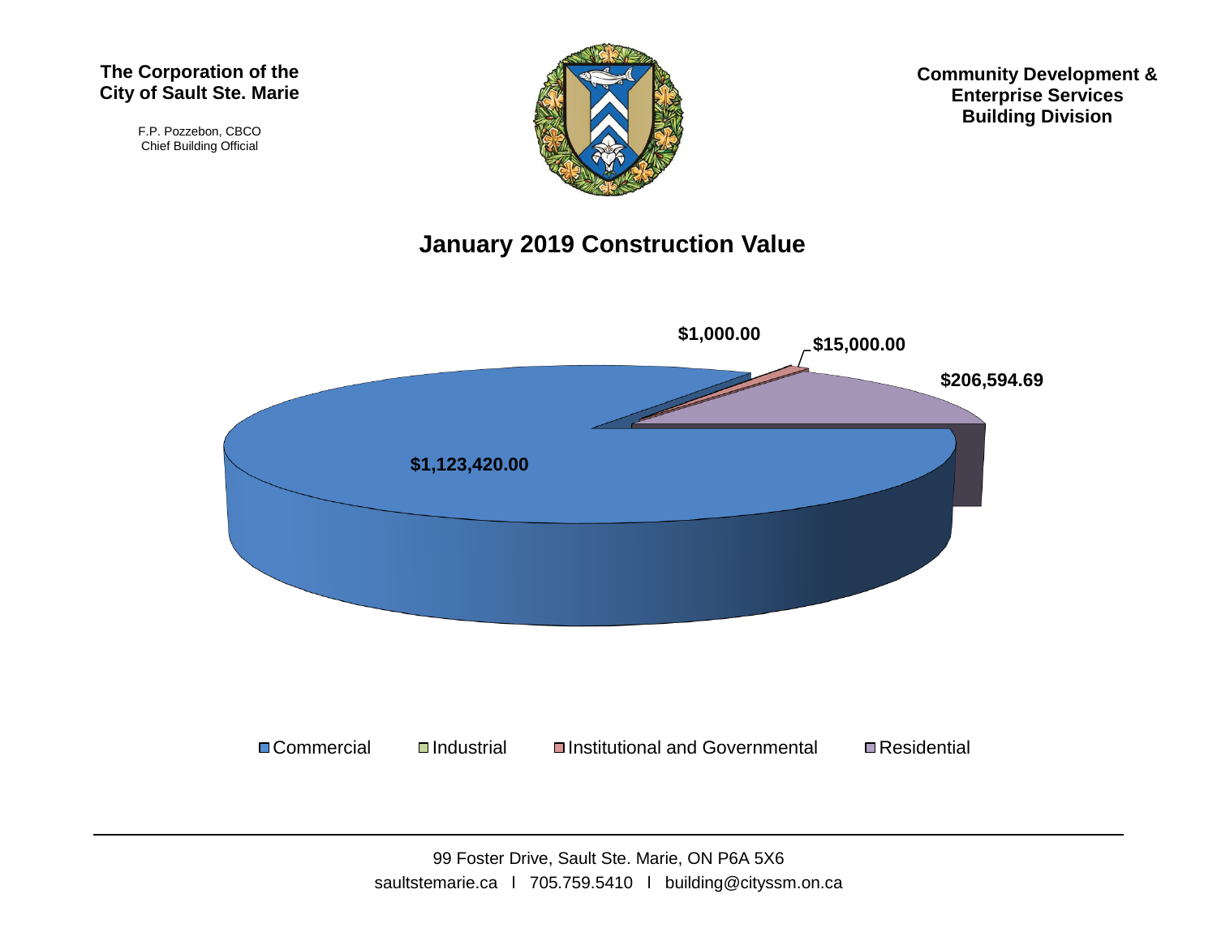**The Corporation of the City of Sault Ste. Marie**

F.P. Pozzebon, CBCO
Chief Building Official

**Community Development & Enterprise Services Building Division**

# January 2019 Construction Value

$1,000.00

$15,000.00

$206,594.69

$1,123,420.00

Commercial | Industrial | Institutional and Governmental | Residential

99 Foster Drive, Sault Ste. Marie, ON P6A 5X6
saultstemarie.ca | 705.759.5410 | building@cityssm.on.ca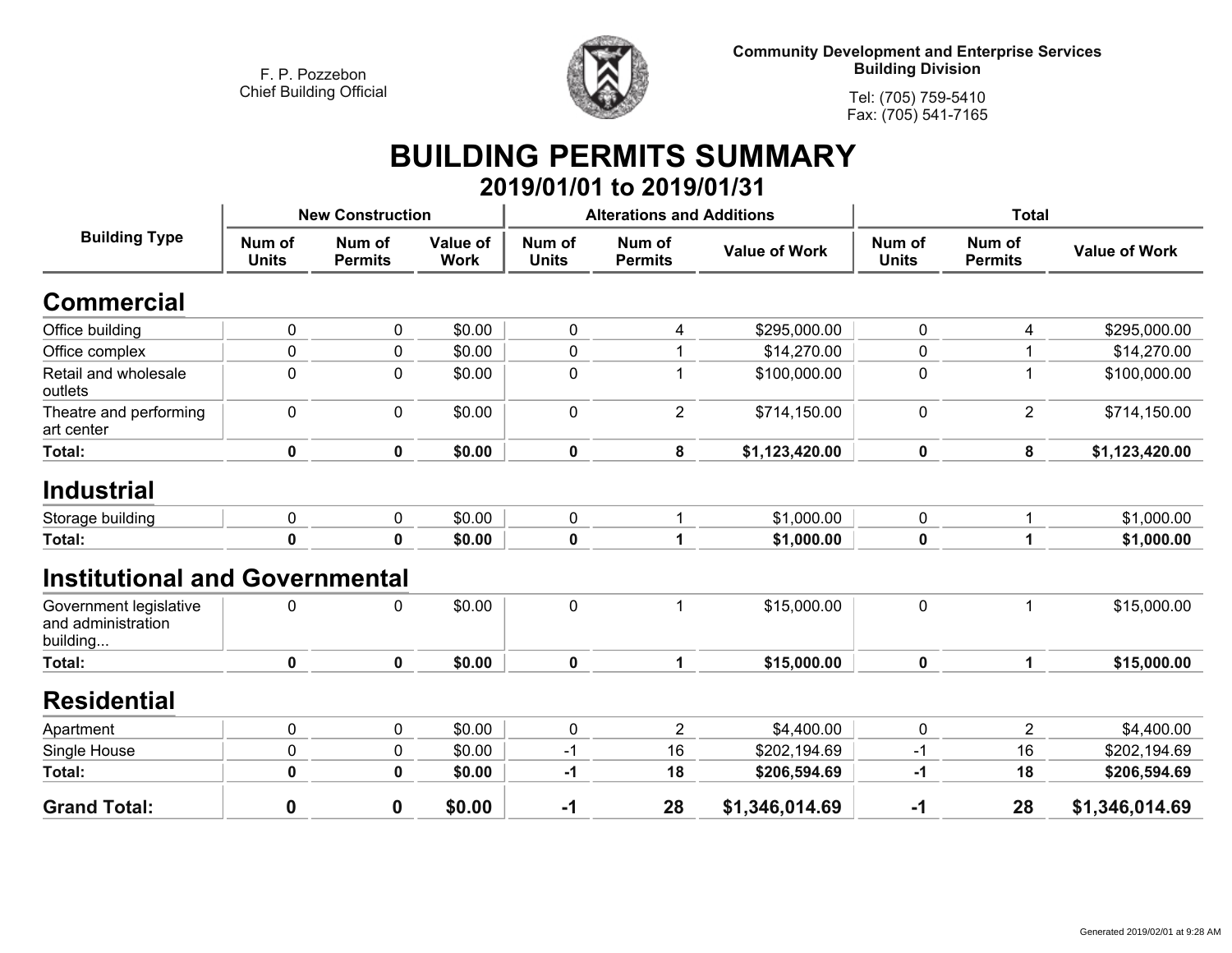F. P. Pozzebon
Chief Building Official

**Community Development and Enterprise Services**
**Building Division**

Tel: (705) 759-5410
Fax: (705) 541-7165

# BUILDING PERMITS SUMMARY

## 2019/01/01 to 2019/01/31

| Building Type | New Construction | | | Alterations and Additions | | | Total | | |
|---|---|---|---|---|---|---|---|---|---|
| | Num of Units | Num of Permits | Value of Work | Num of Units | Num of Permits | Value of Work | Num of Units | Num of Permits | Value of Work |
| **Commercial** | | | | | | | | | |
| Office building | 0 | 0 | $0.00 | 0 | 4 | $295,000.00 | 0 | 4 | $295,000.00 |
| Office complex | 0 | 0 | $0.00 | 0 | 1 | $14,270.00 | 0 | 1 | $14,270.00 |
| Retail and wholesale outlets | 0 | 0 | $0.00 | 0 | 1 | $100,000.00 | 0 | 1 | $100,000.00 |
| Theatre and performing art center | 0 | 0 | $0.00 | 0 | 2 | $714,150.00 | 0 | 2 | $714,150.00 |
| **Total:** | **0** | **0** | **$0.00** | **0** | **8** | **$1,123,420.00** | **0** | **8** | **$1,123,420.00** |
| **Industrial** | | | | | | | | | |
| Storage building | 0 | 0 | $0.00 | 0 | 1 | $1,000.00 | 0 | 1 | $1,000.00 |
| **Total:** | **0** | **0** | **$0.00** | **0** | **1** | **$1,000.00** | **0** | **1** | **$1,000.00** |
| **Institutional and Governmental** | | | | | | | | | |
| Government legislative and administration building... | 0 | 0 | $0.00 | 0 | 1 | $15,000.00 | 0 | 1 | $15,000.00 |
| **Total:** | **0** | **0** | **$0.00** | **0** | **1** | **$15,000.00** | **0** | **1** | **$15,000.00** |
| **Residential** | | | | | | | | | |
| Apartment | 0 | 0 | $0.00 | 0 | 2 | $4,400.00 | 0 | 2 | $4,400.00 |
| Single House | 0 | 0 | $0.00 | -1 | 16 | $202,194.69 | -1 | 16 | $202,194.69 |
| **Total:** | **0** | **0** | **$0.00** | **-1** | **18** | **$206,594.69** | **-1** | **18** | **$206,594.69** |
| **Grand Total:** | **0** | **0** | **$0.00** | **-1** | **28** | **$1,346,014.69** | **-1** | **28** | **$1,346,014.69** |

Generated 2019/02/01 at 9:28 AM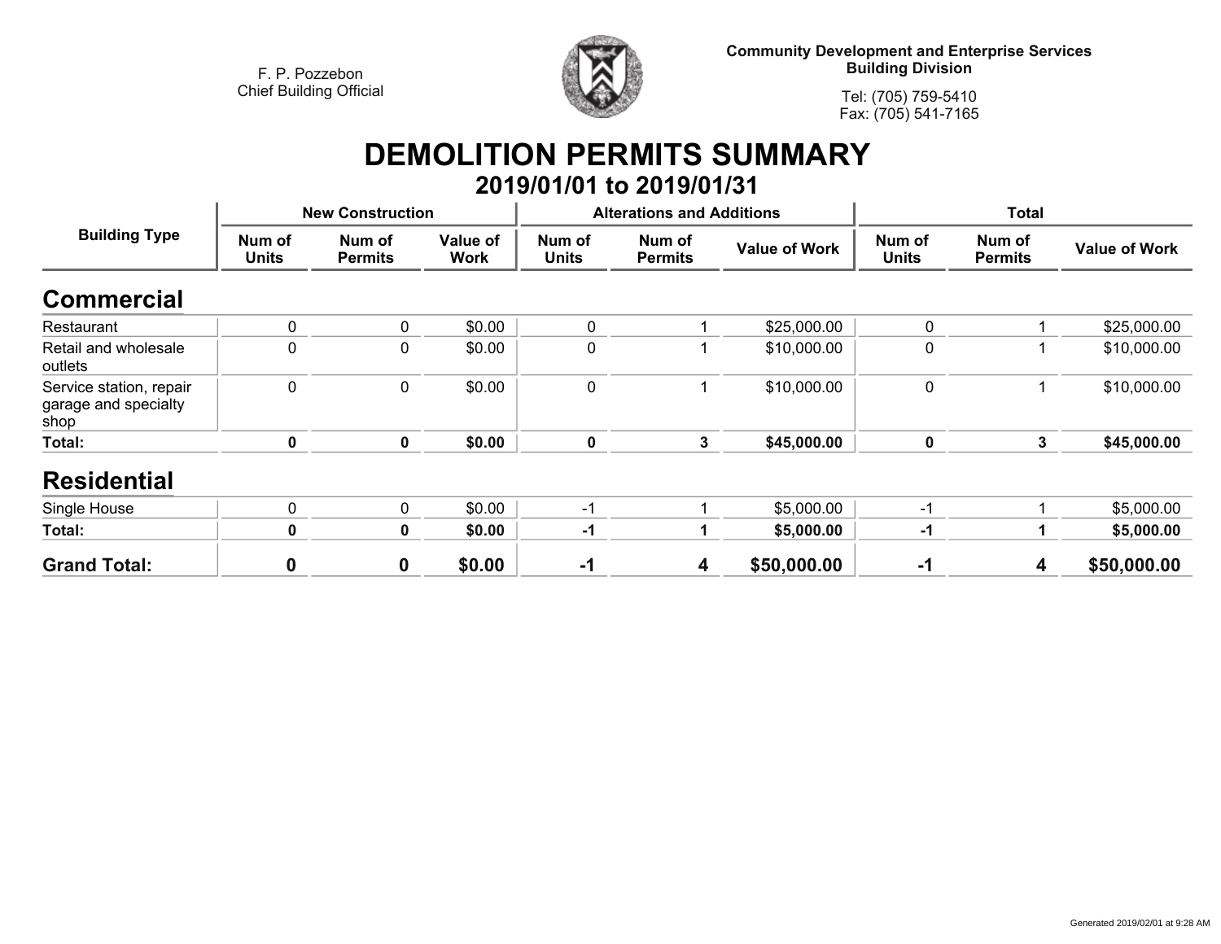F. P. Pozzebon
Chief Building Official

**Community Development and Enterprise Services**
**Building Division**

Tel: (705) 759-5410
Fax: (705) 541-7165

# DEMOLITION PERMITS SUMMARY

## 2019/01/01 to 2019/01/31

| Building Type | New Construction | | | Alterations and Additions | | | Total | | |
|---|---|---|---|---|---|---|---|---|---|
| | Num of Units | Num of Permits | Value of Work | Num of Units | Num of Permits | Value of Work | Num of Units | Num of Permits | Value of Work |
| **Commercial** | | | | | | | | | |
| Restaurant | 0 | 0 | $0.00 | 0 | 1 | $25,000.00 | 0 | 1 | $25,000.00 |
| Retail and wholesale outlets | 0 | 0 | $0.00 | 0 | 1 | $10,000.00 | 0 | 1 | $10,000.00 |
| Service station, repair garage and specialty shop | 0 | 0 | $0.00 | 0 | 1 | $10,000.00 | 0 | 1 | $10,000.00 |
| **Total:** | **0** | **0** | **$0.00** | **0** | **3** | **$45,000.00** | **0** | **3** | **$45,000.00** |
| **Residential** | | | | | | | | | |
| Single House | 0 | 0 | $0.00 | -1 | 1 | $5,000.00 | -1 | 1 | $5,000.00 |
| **Total:** | **0** | **0** | **$0.00** | **-1** | **1** | **$5,000.00** | **-1** | **1** | **$5,000.00** |
| **Grand Total:** | **0** | **0** | **$0.00** | **-1** | **4** | **$50,000.00** | **-1** | **4** | **$50,000.00** |

Generated 2019/02/01 at 9:28 AM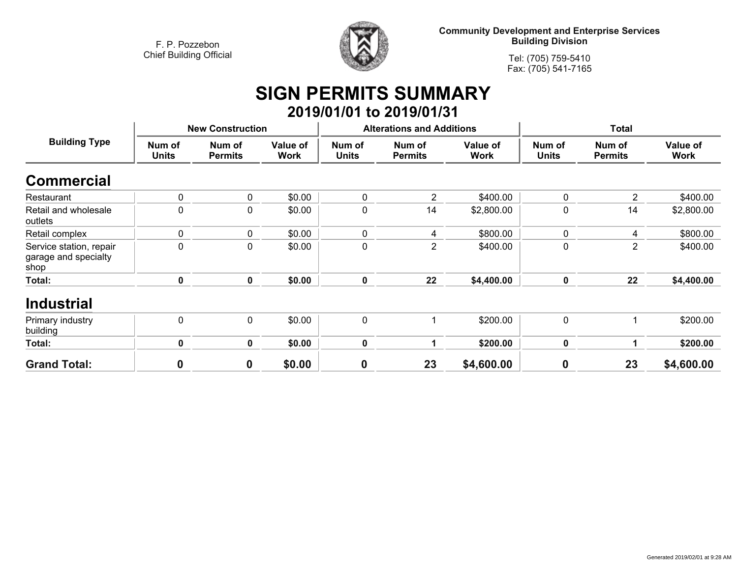F. P. Pozzebon
Chief Building Official

**Community Development and Enterprise Services**
**Building Division**

Tel: (705) 759-5410
Fax: (705) 541-7165

# SIGN PERMITS SUMMARY

## 2019/01/01 to 2019/01/31

| Building Type | New Construction | | | Alterations and Additions | | | Total | | |
|---|---|---|---|---|---|---|---|---|---|
| | Num of Units | Num of Permits | Value of Work | Num of Units | Num of Permits | Value of Work | Num of Units | Num of Permits | Value of Work |
| **Commercial** | | | | | | | | | |
| Restaurant | 0 | 0 | $0.00 | 0 | 2 | $400.00 | 0 | 2 | $400.00 |
| Retail and wholesale outlets | 0 | 0 | $0.00 | 0 | 14 | $2,800.00 | 0 | 14 | $2,800.00 |
| Retail complex | 0 | 0 | $0.00 | 0 | 4 | $800.00 | 0 | 4 | $800.00 |
| Service station, repair garage and specialty shop | 0 | 0 | $0.00 | 0 | 2 | $400.00 | 0 | 2 | $400.00 |
| **Total:** | **0** | **0** | **$0.00** | **0** | **22** | **$4,400.00** | **0** | **22** | **$4,400.00** |
| **Industrial** | | | | | | | | | |
| Primary industry building | 0 | 0 | $0.00 | 0 | 1 | $200.00 | 0 | 1 | $200.00 |
| **Total:** | **0** | **0** | **$0.00** | **0** | **1** | **$200.00** | **0** | **1** | **$200.00** |
| **Grand Total:** | **0** | **0** | **$0.00** | **0** | **23** | **$4,600.00** | **0** | **23** | **$4,600.00** |

Generated 2019/02/01 at 9:28 AM